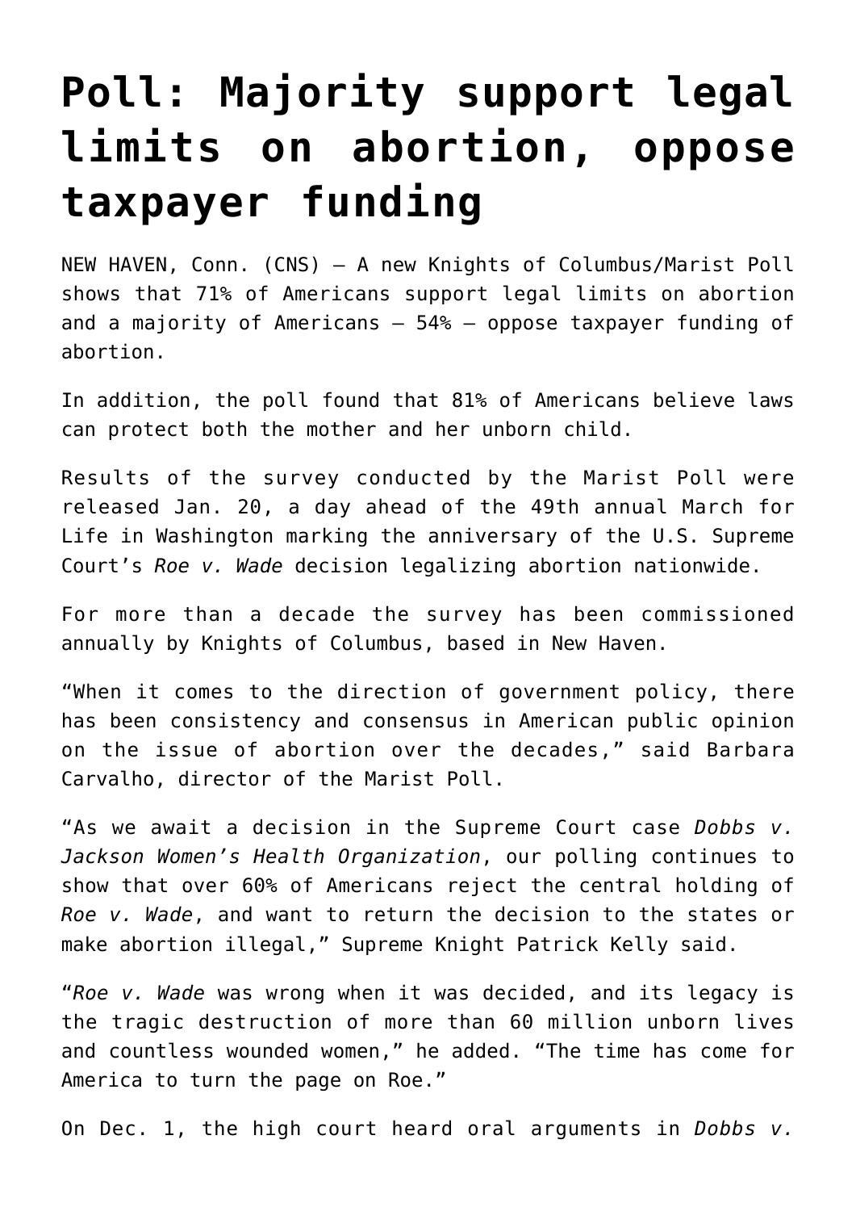# Poll: Majority support legal limits on abortion, oppose taxpayer funding

NEW HAVEN, Conn. (CNS) — A new Knights of Columbus/Marist Poll shows that 71% of Americans support legal limits on abortion and a majority of Americans — 54% — oppose taxpayer funding of abortion.

In addition, the poll found that 81% of Americans believe laws can protect both the mother and her unborn child.

Results of the survey conducted by the Marist Poll were released Jan. 20, a day ahead of the 49th annual March for Life in Washington marking the anniversary of the U.S. Supreme Court's *Roe v. Wade* decision legalizing abortion nationwide.

For more than a decade the survey has been commissioned annually by Knights of Columbus, based in New Haven.

"When it comes to the direction of government policy, there has been consistency and consensus in American public opinion on the issue of abortion over the decades," said Barbara Carvalho, director of the Marist Poll.

"As we await a decision in the Supreme Court case *Dobbs v. Jackson Women's Health Organization*, our polling continues to show that over 60% of Americans reject the central holding of *Roe v. Wade*, and want to return the decision to the states or make abortion illegal," Supreme Knight Patrick Kelly said.

"*Roe v. Wade* was wrong when it was decided, and its legacy is the tragic destruction of more than 60 million unborn lives and countless wounded women," he added. "The time has come for America to turn the page on Roe."

On Dec. 1, the high court heard oral arguments in *Dobbs v.*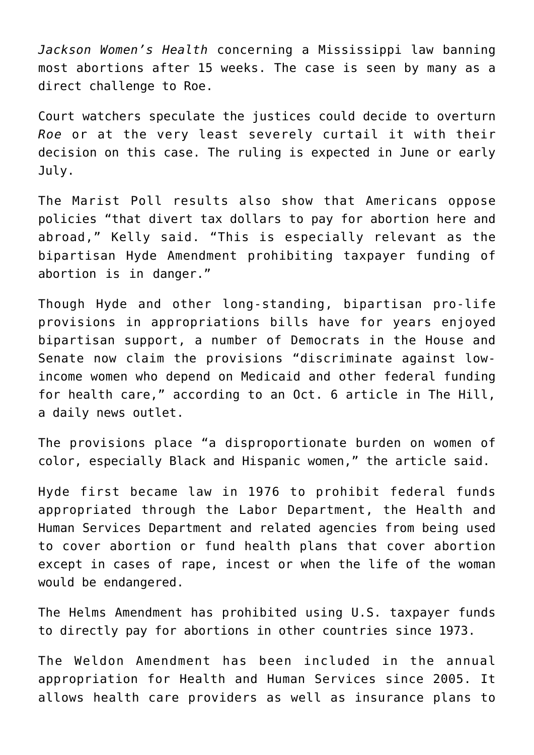*Jackson Women's Health* concerning a Mississippi law banning most abortions after 15 weeks. The case is seen by many as a direct challenge to Roe.

Court watchers speculate the justices could decide to overturn *Roe* or at the very least severely curtail it with their decision on this case. The ruling is expected in June or early July.

The Marist Poll results also show that Americans oppose policies "that divert tax dollars to pay for abortion here and abroad," Kelly said. "This is especially relevant as the bipartisan Hyde Amendment prohibiting taxpayer funding of abortion is in danger."

Though Hyde and other long-standing, bipartisan pro-life provisions in appropriations bills have for years enjoyed bipartisan support, a number of Democrats in the House and Senate now claim the provisions "discriminate against low-income women who depend on Medicaid and other federal funding for health care," according to an Oct. 6 article in The Hill, a daily news outlet.

The provisions place "a disproportionate burden on women of color, especially Black and Hispanic women," the article said.

Hyde first became law in 1976 to prohibit federal funds appropriated through the Labor Department, the Health and Human Services Department and related agencies from being used to cover abortion or fund health plans that cover abortion except in cases of rape, incest or when the life of the woman would be endangered.

The Helms Amendment has prohibited using U.S. taxpayer funds to directly pay for abortions in other countries since 1973.

The Weldon Amendment has been included in the annual appropriation for Health and Human Services since 2005. It allows health care providers as well as insurance plans to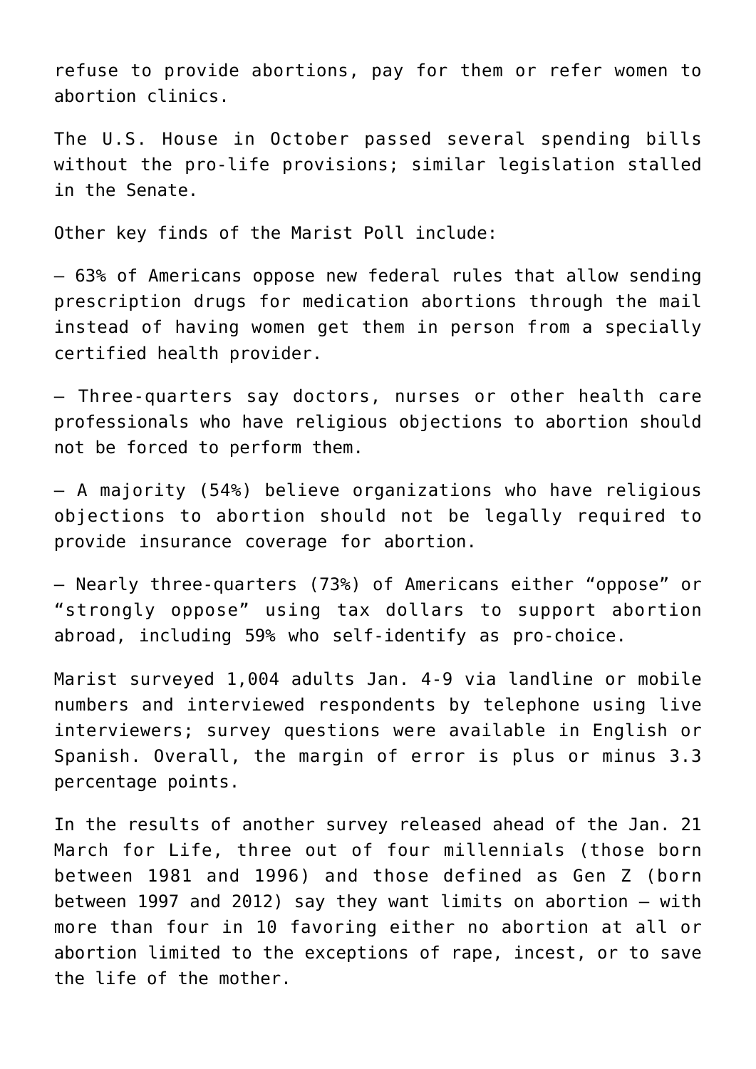refuse to provide abortions, pay for them or refer women to abortion clinics.

The U.S. House in October passed several spending bills without the pro-life provisions; similar legislation stalled in the Senate.

Other key finds of the Marist Poll include:

– 63% of Americans oppose new federal rules that allow sending prescription drugs for medication abortions through the mail instead of having women get them in person from a specially certified health provider.

– Three-quarters say doctors, nurses or other health care professionals who have religious objections to abortion should not be forced to perform them.

– A majority (54%) believe organizations who have religious objections to abortion should not be legally required to provide insurance coverage for abortion.

– Nearly three-quarters (73%) of Americans either "oppose" or "strongly oppose" using tax dollars to support abortion abroad, including 59% who self-identify as pro-choice.

Marist surveyed 1,004 adults Jan. 4-9 via landline or mobile numbers and interviewed respondents by telephone using live interviewers; survey questions were available in English or Spanish. Overall, the margin of error is plus or minus 3.3 percentage points.

In the results of another survey released ahead of the Jan. 21 March for Life, three out of four millennials (those born between 1981 and 1996) and those defined as Gen Z (born between 1997 and 2012) say they want limits on abortion – with more than four in 10 favoring either no abortion at all or abortion limited to the exceptions of rape, incest, or to save the life of the mother.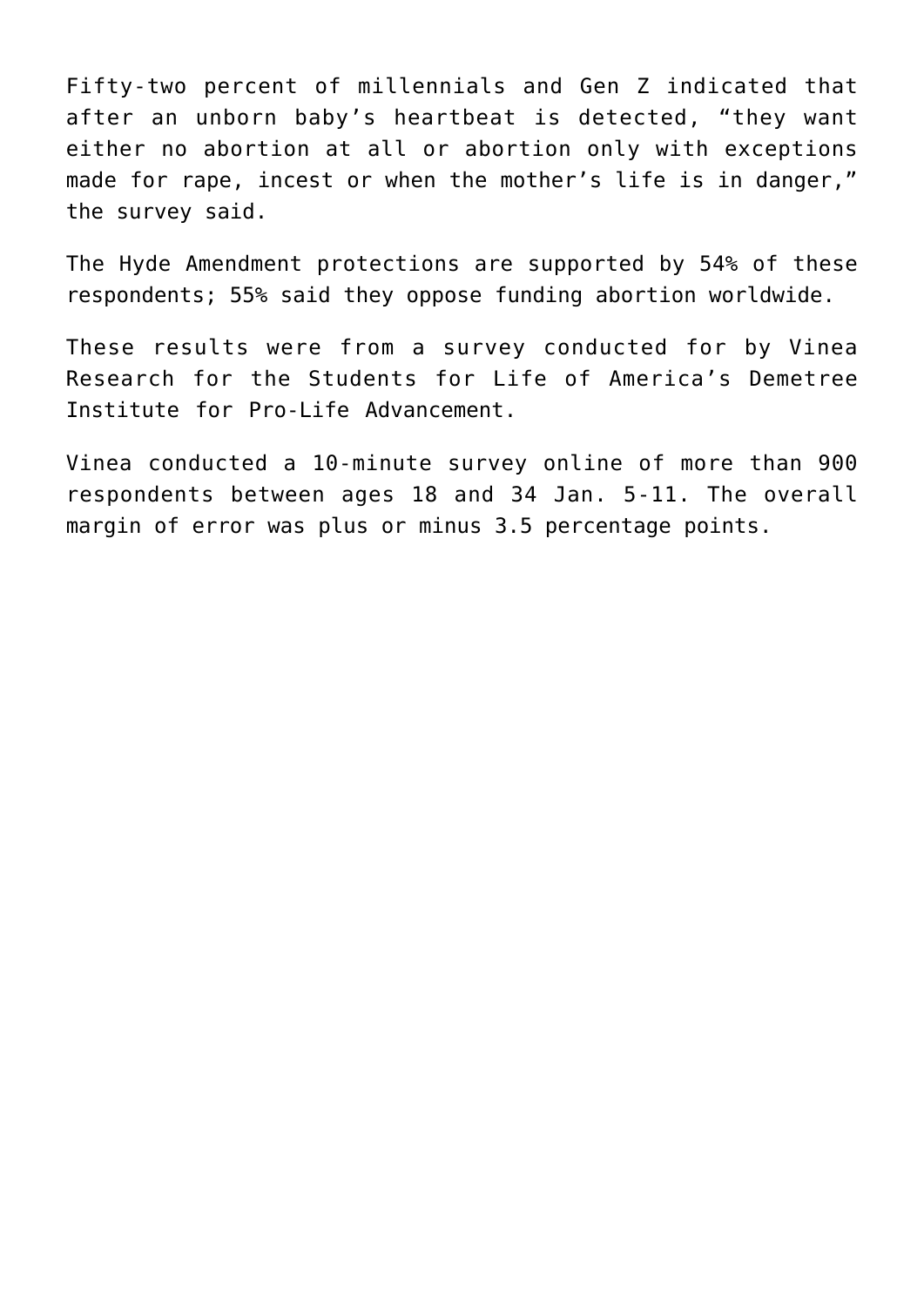Fifty-two percent of millennials and Gen Z indicated that after an unborn baby’s heartbeat is detected, “they want either no abortion at all or abortion only with exceptions made for rape, incest or when the mother’s life is in danger,” the survey said.

The Hyde Amendment protections are supported by 54% of these respondents; 55% said they oppose funding abortion worldwide.

These results were from a survey conducted for by Vinea Research for the Students for Life of America’s Demetree Institute for Pro-Life Advancement.

Vinea conducted a 10-minute survey online of more than 900 respondents between ages 18 and 34 Jan. 5-11. The overall margin of error was plus or minus 3.5 percentage points.